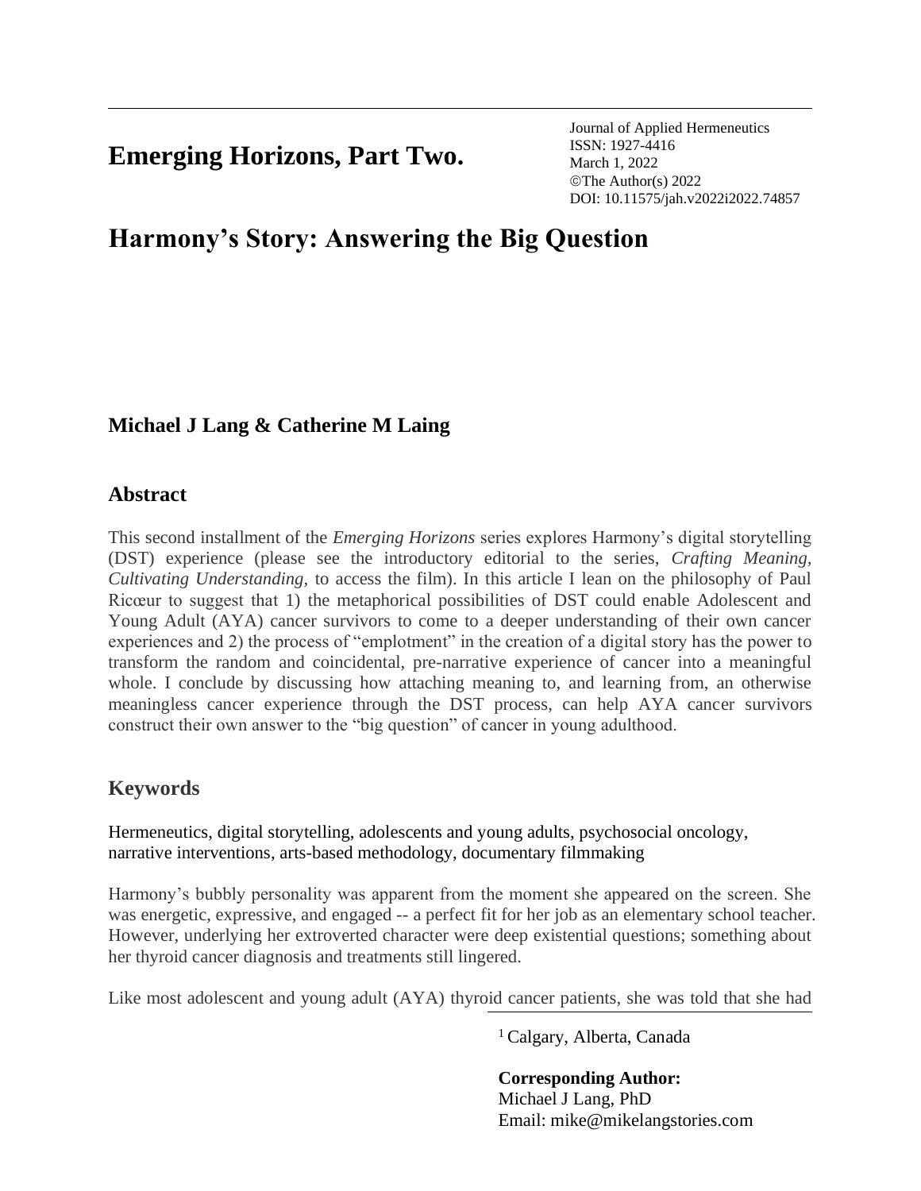# Emerging Horizons, Part Two.

Journal of Applied Hermeneutics
ISSN: 1927-4416
March 1, 2022
©The Author(s) 2022
DOI: 10.11575/jah.v2022i2022.74857

# Harmony's Story: Answering the Big Question

**Michael J Lang & Catherine M Laing**

## Abstract

This second installment of the *Emerging Horizons* series explores Harmony's digital storytelling (DST) experience (please see the introductory editorial to the series, *Crafting Meaning, Cultivating Understanding,* to access the film). In this article I lean on the philosophy of Paul Ricœur to suggest that 1) the metaphorical possibilities of DST could enable Adolescent and Young Adult (AYA) cancer survivors to come to a deeper understanding of their own cancer experiences and 2) the process of "emplotment" in the creation of a digital story has the power to transform the random and coincidental, pre-narrative experience of cancer into a meaningful whole. I conclude by discussing how attaching meaning to, and learning from, an otherwise meaningless cancer experience through the DST process, can help AYA cancer survivors construct their own answer to the "big question" of cancer in young adulthood.

## Keywords

Hermeneutics, digital storytelling, adolescents and young adults, psychosocial oncology, narrative interventions, arts-based methodology, documentary filmmaking

Harmony's bubbly personality was apparent from the moment she appeared on the screen. She was energetic, expressive, and engaged -- a perfect fit for her job as an elementary school teacher. However, underlying her extroverted character were deep existential questions; something about her thyroid cancer diagnosis and treatments still lingered.

Like most adolescent and young adult (AYA) thyroid cancer patients, she was told that she had

[1] Calgary, Alberta, Canada

**Corresponding Author:**
Michael J Lang, PhD
Email: mike@mikelangstories.com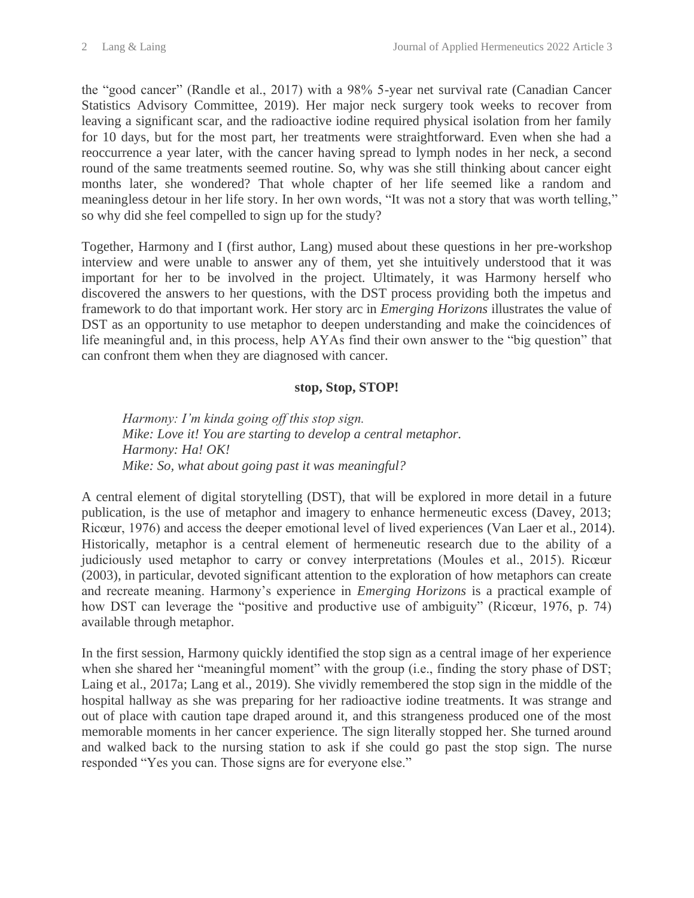the "good cancer" (Randle et al., 2017) with a 98% 5-year net survival rate (Canadian Cancer Statistics Advisory Committee, 2019). Her major neck surgery took weeks to recover from leaving a significant scar, and the radioactive iodine required physical isolation from her family for 10 days, but for the most part, her treatments were straightforward. Even when she had a reoccurrence a year later, with the cancer having spread to lymph nodes in her neck, a second round of the same treatments seemed routine. So, why was she still thinking about cancer eight months later, she wondered? That whole chapter of her life seemed like a random and meaningless detour in her life story. In her own words, "It was not a story that was worth telling," so why did she feel compelled to sign up for the study?

Together, Harmony and I (first author, Lang) mused about these questions in her pre-workshop interview and were unable to answer any of them, yet she intuitively understood that it was important for her to be involved in the project. Ultimately, it was Harmony herself who discovered the answers to her questions, with the DST process providing both the impetus and framework to do that important work. Her story arc in *Emerging Horizons* illustrates the value of DST as an opportunity to use metaphor to deepen understanding and make the coincidences of life meaningful and, in this process, help AYAs find their own answer to the "big question" that can confront them when they are diagnosed with cancer.

## stop, Stop, STOP!

> *Harmony: I'm kinda going off this stop sign.*
> *Mike: Love it! You are starting to develop a central metaphor.*
> *Harmony: Ha! OK!*
> *Mike: So, what about going past it was meaningful?*

A central element of digital storytelling (DST), that will be explored in more detail in a future publication, is the use of metaphor and imagery to enhance hermeneutic excess (Davey, 2013; Ricœur, 1976) and access the deeper emotional level of lived experiences (Van Laer et al., 2014). Historically, metaphor is a central element of hermeneutic research due to the ability of a judiciously used metaphor to carry or convey interpretations (Moules et al., 2015). Ricœur (2003), in particular, devoted significant attention to the exploration of how metaphors can create and recreate meaning. Harmony's experience in *Emerging Horizons* is a practical example of how DST can leverage the "positive and productive use of ambiguity" (Ricœur, 1976, p. 74) available through metaphor.

In the first session, Harmony quickly identified the stop sign as a central image of her experience when she shared her "meaningful moment" with the group (i.e., finding the story phase of DST; Laing et al., 2017a; Lang et al., 2019). She vividly remembered the stop sign in the middle of the hospital hallway as she was preparing for her radioactive iodine treatments. It was strange and out of place with caution tape draped around it, and this strangeness produced one of the most memorable moments in her cancer experience. The sign literally stopped her. She turned around and walked back to the nursing station to ask if she could go past the stop sign. The nurse responded "Yes you can. Those signs are for everyone else."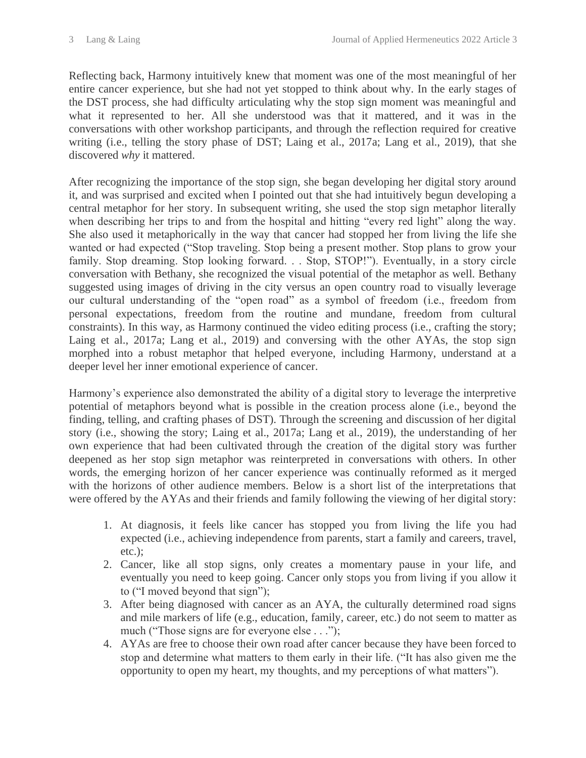Reflecting back, Harmony intuitively knew that moment was one of the most meaningful of her entire cancer experience, but she had not yet stopped to think about why. In the early stages of the DST process, she had difficulty articulating why the stop sign moment was meaningful and what it represented to her. All she understood was that it mattered, and it was in the conversations with other workshop participants, and through the reflection required for creative writing (i.e., telling the story phase of DST; Laing et al., 2017a; Lang et al., 2019), that she discovered *why* it mattered.

After recognizing the importance of the stop sign, she began developing her digital story around it, and was surprised and excited when I pointed out that she had intuitively begun developing a central metaphor for her story. In subsequent writing, she used the stop sign metaphor literally when describing her trips to and from the hospital and hitting "every red light" along the way. She also used it metaphorically in the way that cancer had stopped her from living the life she wanted or had expected ("Stop traveling. Stop being a present mother. Stop plans to grow your family. Stop dreaming. Stop looking forward. . . Stop, STOP!"). Eventually, in a story circle conversation with Bethany, she recognized the visual potential of the metaphor as well. Bethany suggested using images of driving in the city versus an open country road to visually leverage our cultural understanding of the "open road" as a symbol of freedom (i.e., freedom from personal expectations, freedom from the routine and mundane, freedom from cultural constraints). In this way, as Harmony continued the video editing process (i.e., crafting the story; Laing et al., 2017a; Lang et al., 2019) and conversing with the other AYAs, the stop sign morphed into a robust metaphor that helped everyone, including Harmony, understand at a deeper level her inner emotional experience of cancer.

Harmony's experience also demonstrated the ability of a digital story to leverage the interpretive potential of metaphors beyond what is possible in the creation process alone (i.e., beyond the finding, telling, and crafting phases of DST). Through the screening and discussion of her digital story (i.e., showing the story; Laing et al., 2017a; Lang et al., 2019), the understanding of her own experience that had been cultivated through the creation of the digital story was further deepened as her stop sign metaphor was reinterpreted in conversations with others. In other words, the emerging horizon of her cancer experience was continually reformed as it merged with the horizons of other audience members. Below is a short list of the interpretations that were offered by the AYAs and their friends and family following the viewing of her digital story:

1. At diagnosis, it feels like cancer has stopped you from living the life you had expected (i.e., achieving independence from parents, start a family and careers, travel, etc.);
2. Cancer, like all stop signs, only creates a momentary pause in your life, and eventually you need to keep going. Cancer only stops you from living if you allow it to ("I moved beyond that sign");
3. After being diagnosed with cancer as an AYA, the culturally determined road signs and mile markers of life (e.g., education, family, career, etc.) do not seem to matter as much ("Those signs are for everyone else . . .");
4. AYAs are free to choose their own road after cancer because they have been forced to stop and determine what matters to them early in their life. ("It has also given me the opportunity to open my heart, my thoughts, and my perceptions of what matters").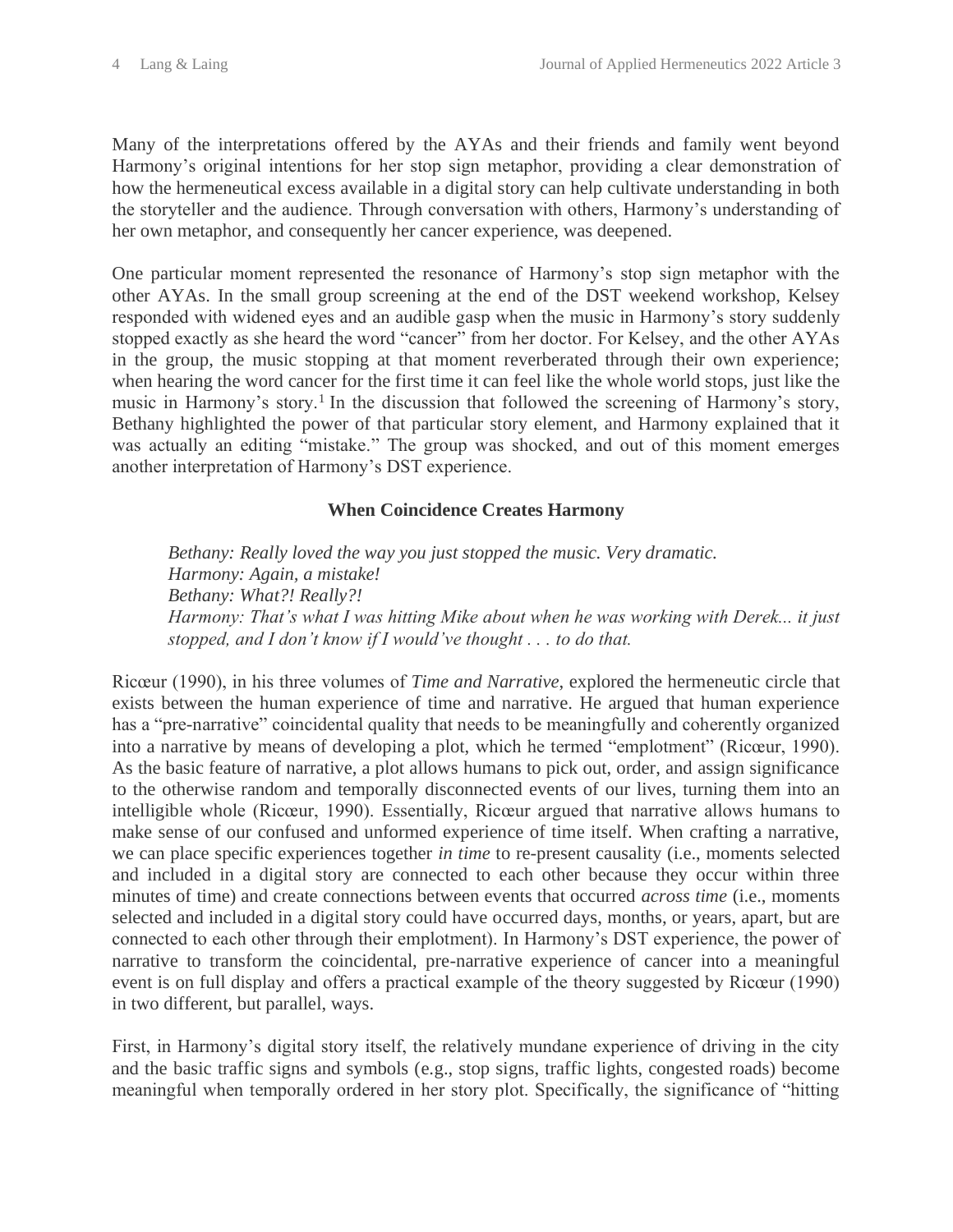Many of the interpretations offered by the AYAs and their friends and family went beyond Harmony's original intentions for her stop sign metaphor, providing a clear demonstration of how the hermeneutical excess available in a digital story can help cultivate understanding in both the storyteller and the audience. Through conversation with others, Harmony's understanding of her own metaphor, and consequently her cancer experience, was deepened.

One particular moment represented the resonance of Harmony's stop sign metaphor with the other AYAs. In the small group screening at the end of the DST weekend workshop, Kelsey responded with widened eyes and an audible gasp when the music in Harmony's story suddenly stopped exactly as she heard the word "cancer" from her doctor. For Kelsey, and the other AYAs in the group, the music stopping at that moment reverberated through their own experience; when hearing the word cancer for the first time it can feel like the whole world stops, just like the music in Harmony's story.[1] In the discussion that followed the screening of Harmony's story, Bethany highlighted the power of that particular story element, and Harmony explained that it was actually an editing "mistake." The group was shocked, and out of this moment emerges another interpretation of Harmony's DST experience.

### When Coincidence Creates Harmony

> *Bethany: Really loved the way you just stopped the music. Very dramatic.*
> *Harmony: Again, a mistake!*
> *Bethany: What?! Really?!*
> *Harmony: That's what I was hitting Mike about when he was working with Derek... it just stopped, and I don't know if I would've thought . . . to do that.*

Ricœur (1990), in his three volumes of *Time and Narrative*, explored the hermeneutic circle that exists between the human experience of time and narrative. He argued that human experience has a "pre-narrative" coincidental quality that needs to be meaningfully and coherently organized into a narrative by means of developing a plot, which he termed "emplotment" (Ricœur, 1990). As the basic feature of narrative, a plot allows humans to pick out, order, and assign significance to the otherwise random and temporally disconnected events of our lives, turning them into an intelligible whole (Ricœur, 1990). Essentially, Ricœur argued that narrative allows humans to make sense of our confused and unformed experience of time itself. When crafting a narrative, we can place specific experiences together *in time* to re-present causality (i.e., moments selected and included in a digital story are connected to each other because they occur within three minutes of time) and create connections between events that occurred *across time* (i.e., moments selected and included in a digital story could have occurred days, months, or years, apart, but are connected to each other through their emplotment). In Harmony's DST experience, the power of narrative to transform the coincidental, pre-narrative experience of cancer into a meaningful event is on full display and offers a practical example of the theory suggested by Ricœur (1990) in two different, but parallel, ways.

First, in Harmony's digital story itself, the relatively mundane experience of driving in the city and the basic traffic signs and symbols (e.g., stop signs, traffic lights, congested roads) become meaningful when temporally ordered in her story plot. Specifically, the significance of "hitting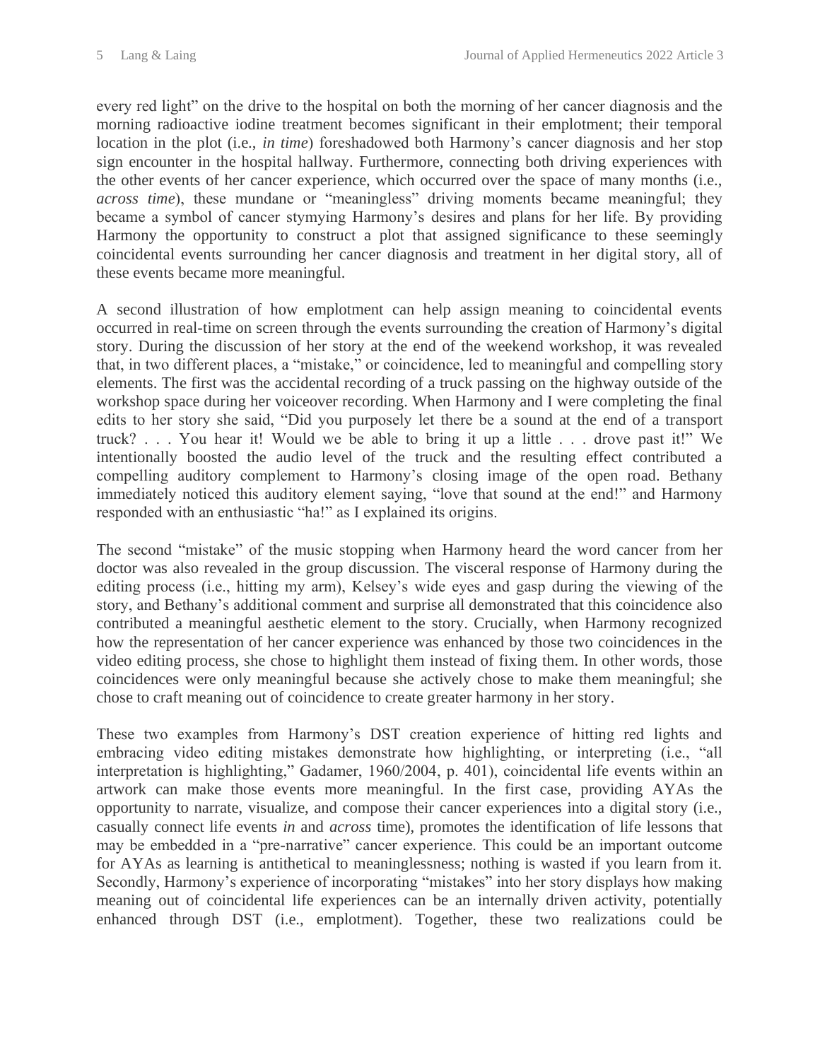every red light" on the drive to the hospital on both the morning of her cancer diagnosis and the morning radioactive iodine treatment becomes significant in their emplotment; their temporal location in the plot (i.e., *in time*) foreshadowed both Harmony's cancer diagnosis and her stop sign encounter in the hospital hallway. Furthermore, connecting both driving experiences with the other events of her cancer experience, which occurred over the space of many months (i.e., *across time*), these mundane or "meaningless" driving moments became meaningful; they became a symbol of cancer stymying Harmony's desires and plans for her life. By providing Harmony the opportunity to construct a plot that assigned significance to these seemingly coincidental events surrounding her cancer diagnosis and treatment in her digital story, all of these events became more meaningful.

A second illustration of how emplotment can help assign meaning to coincidental events occurred in real-time on screen through the events surrounding the creation of Harmony's digital story. During the discussion of her story at the end of the weekend workshop, it was revealed that, in two different places, a "mistake," or coincidence, led to meaningful and compelling story elements. The first was the accidental recording of a truck passing on the highway outside of the workshop space during her voiceover recording. When Harmony and I were completing the final edits to her story she said, "Did you purposely let there be a sound at the end of a transport truck? . . . You hear it! Would we be able to bring it up a little . . . drove past it!" We intentionally boosted the audio level of the truck and the resulting effect contributed a compelling auditory complement to Harmony's closing image of the open road. Bethany immediately noticed this auditory element saying, "love that sound at the end!" and Harmony responded with an enthusiastic "ha!" as I explained its origins.

The second "mistake" of the music stopping when Harmony heard the word cancer from her doctor was also revealed in the group discussion. The visceral response of Harmony during the editing process (i.e., hitting my arm), Kelsey's wide eyes and gasp during the viewing of the story, and Bethany's additional comment and surprise all demonstrated that this coincidence also contributed a meaningful aesthetic element to the story. Crucially, when Harmony recognized how the representation of her cancer experience was enhanced by those two coincidences in the video editing process, she chose to highlight them instead of fixing them. In other words, those coincidences were only meaningful because she actively chose to make them meaningful; she chose to craft meaning out of coincidence to create greater harmony in her story.

These two examples from Harmony's DST creation experience of hitting red lights and embracing video editing mistakes demonstrate how highlighting, or interpreting (i.e., "all interpretation is highlighting," Gadamer, 1960/2004, p. 401), coincidental life events within an artwork can make those events more meaningful. In the first case, providing AYAs the opportunity to narrate, visualize, and compose their cancer experiences into a digital story (i.e., casually connect life events *in* and *across* time), promotes the identification of life lessons that may be embedded in a "pre-narrative" cancer experience. This could be an important outcome for AYAs as learning is antithetical to meaninglessness; nothing is wasted if you learn from it. Secondly, Harmony's experience of incorporating "mistakes" into her story displays how making meaning out of coincidental life experiences can be an internally driven activity, potentially enhanced through DST (i.e., emplotment). Together, these two realizations could be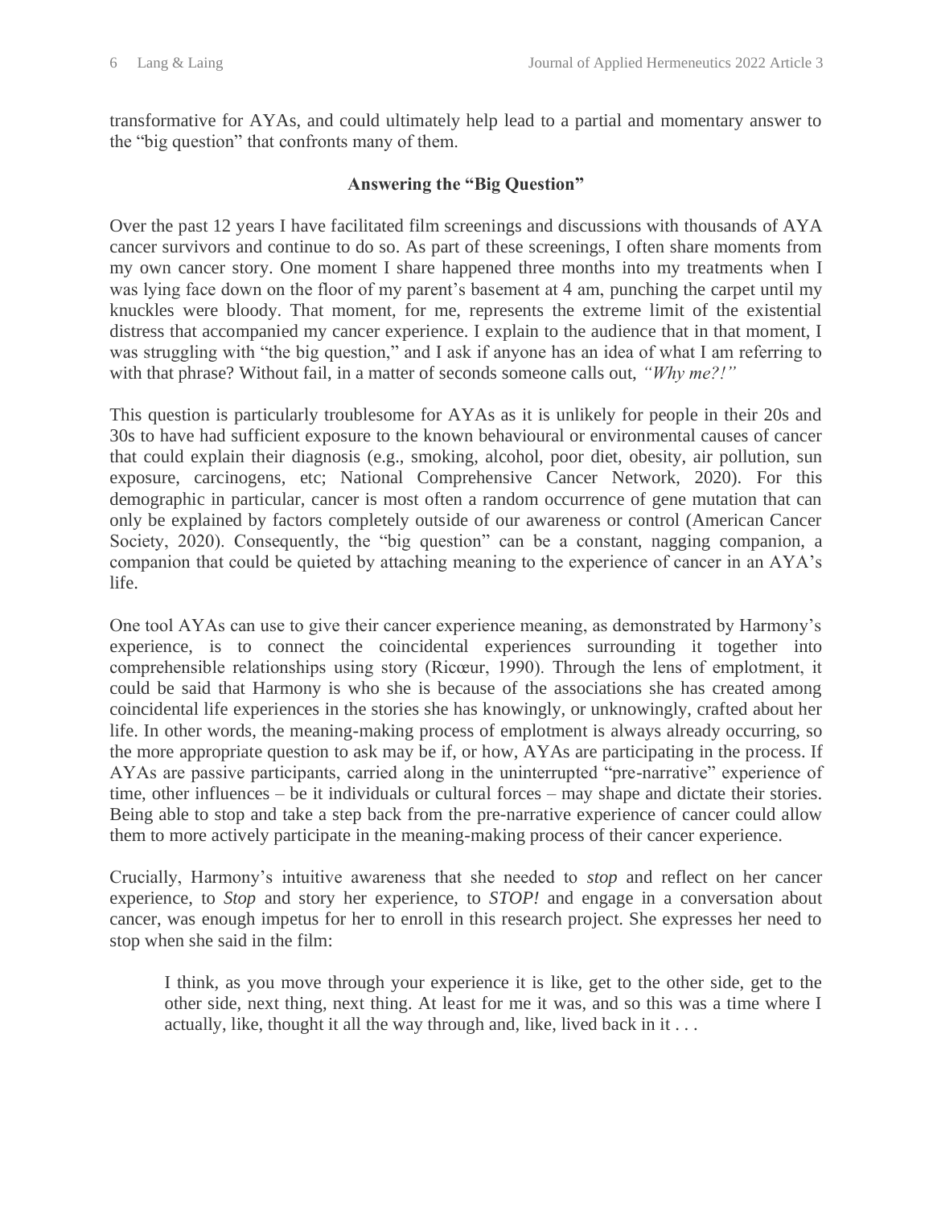transformative for AYAs, and could ultimately help lead to a partial and momentary answer to the "big question" that confronts many of them.

### Answering the "Big Question"

Over the past 12 years I have facilitated film screenings and discussions with thousands of AYA cancer survivors and continue to do so. As part of these screenings, I often share moments from my own cancer story. One moment I share happened three months into my treatments when I was lying face down on the floor of my parent's basement at 4 am, punching the carpet until my knuckles were bloody. That moment, for me, represents the extreme limit of the existential distress that accompanied my cancer experience. I explain to the audience that in that moment, I was struggling with "the big question," and I ask if anyone has an idea of what I am referring to with that phrase? Without fail, in a matter of seconds someone calls out, *"Why me?!"*

This question is particularly troublesome for AYAs as it is unlikely for people in their 20s and 30s to have had sufficient exposure to the known behavioural or environmental causes of cancer that could explain their diagnosis (e.g., smoking, alcohol, poor diet, obesity, air pollution, sun exposure, carcinogens, etc; National Comprehensive Cancer Network, 2020). For this demographic in particular, cancer is most often a random occurrence of gene mutation that can only be explained by factors completely outside of our awareness or control (American Cancer Society, 2020). Consequently, the "big question" can be a constant, nagging companion, a companion that could be quieted by attaching meaning to the experience of cancer in an AYA's life.

One tool AYAs can use to give their cancer experience meaning, as demonstrated by Harmony's experience, is to connect the coincidental experiences surrounding it together into comprehensible relationships using story (Ricœur, 1990). Through the lens of emplotment, it could be said that Harmony is who she is because of the associations she has created among coincidental life experiences in the stories she has knowingly, or unknowingly, crafted about her life. In other words, the meaning-making process of emplotment is always already occurring, so the more appropriate question to ask may be if, or how, AYAs are participating in the process. If AYAs are passive participants, carried along in the uninterrupted "pre-narrative" experience of time, other influences – be it individuals or cultural forces – may shape and dictate their stories. Being able to stop and take a step back from the pre-narrative experience of cancer could allow them to more actively participate in the meaning-making process of their cancer experience.

Crucially, Harmony's intuitive awareness that she needed to *stop* and reflect on her cancer experience, to *Stop* and story her experience, to *STOP!* and engage in a conversation about cancer, was enough impetus for her to enroll in this research project. She expresses her need to stop when she said in the film:

> I think, as you move through your experience it is like, get to the other side, get to the other side, next thing, next thing. At least for me it was, and so this was a time where I actually, like, thought it all the way through and, like, lived back in it . . .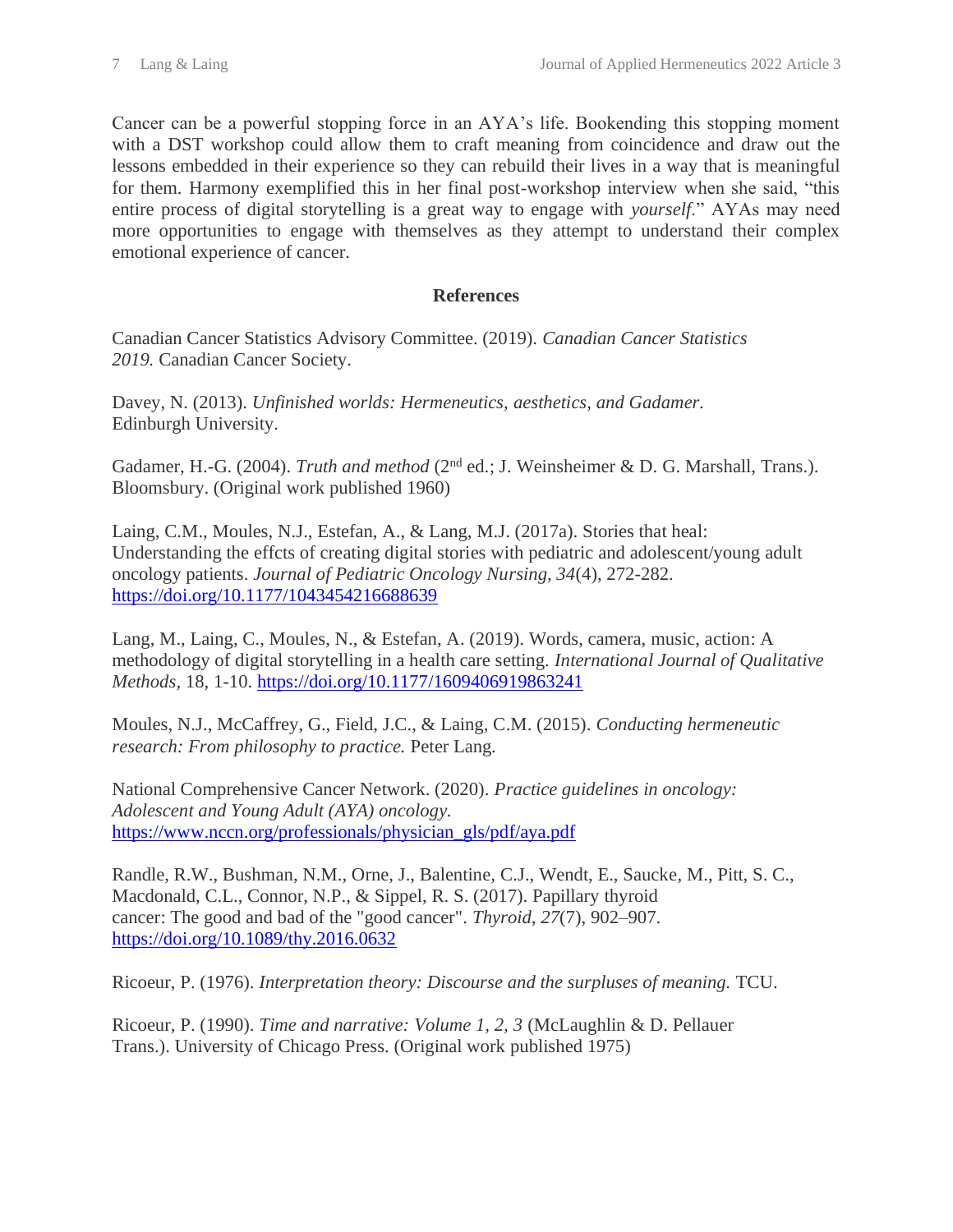Cancer can be a powerful stopping force in an AYA's life. Bookending this stopping moment with a DST workshop could allow them to craft meaning from coincidence and draw out the lessons embedded in their experience so they can rebuild their lives in a way that is meaningful for them. Harmony exemplified this in her final post-workshop interview when she said, "this entire process of digital storytelling is a great way to engage with *yourself*." AYAs may need more opportunities to engage with themselves as they attempt to understand their complex emotional experience of cancer.

## References

Canadian Cancer Statistics Advisory Committee. (2019). *Canadian Cancer Statistics 2019.* Canadian Cancer Society.

Davey, N. (2013). *Unfinished worlds: Hermeneutics, aesthetics, and Gadamer.* Edinburgh University.

Gadamer, H.-G. (2004). *Truth and method* (2nd ed.; J. Weinsheimer & D. G. Marshall, Trans.). Bloomsbury. (Original work published 1960)

Laing, C.M., Moules, N.J., Estefan, A., & Lang, M.J. (2017a). Stories that heal: Understanding the effcts of creating digital stories with pediatric and adolescent/young adult oncology patients. *Journal of Pediatric Oncology Nursing, 34*(4), 272-282. https://doi.org/10.1177/1043454216688639

Lang, M., Laing, C., Moules, N., & Estefan, A. (2019). Words, camera, music, action: A methodology of digital storytelling in a health care setting. *International Journal of Qualitative Methods*, 18, 1-10. https://doi.org/10.1177/1609406919863241

Moules, N.J., McCaffrey, G., Field, J.C., & Laing, C.M. (2015). *Conducting hermeneutic research: From philosophy to practice.* Peter Lang.

National Comprehensive Cancer Network. (2020). *Practice guidelines in oncology: Adolescent and Young Adult (AYA) oncology.* https://www.nccn.org/professionals/physician_gls/pdf/aya.pdf

Randle, R.W., Bushman, N.M., Orne, J., Balentine, C.J., Wendt, E., Saucke, M., Pitt, S. C., Macdonald, C.L., Connor, N.P., & Sippel, R. S. (2017). Papillary thyroid cancer: The good and bad of the "good cancer". *Thyroid, 27*(7), 902–907. https://doi.org/10.1089/thy.2016.0632

Ricoeur, P. (1976). *Interpretation theory: Discourse and the surpluses of meaning.* TCU.

Ricoeur, P. (1990). *Time and narrative: Volume 1, 2, 3* (McLaughlin & D. Pellauer Trans.). University of Chicago Press. (Original work published 1975)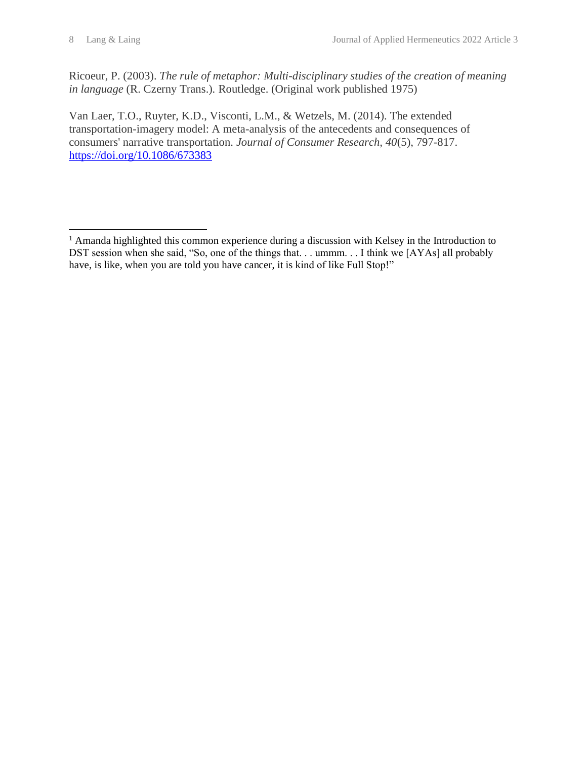Ricoeur, P. (2003). *The rule of metaphor: Multi-disciplinary studies of the creation of meaning in language* (R. Czerny Trans.). Routledge. (Original work published 1975)

Van Laer, T.O., Ruyter, K.D., Visconti, L.M., & Wetzels, M. (2014). The extended transportation-imagery model: A meta-analysis of the antecedents and consequences of consumers' narrative transportation. *Journal of Consumer Research*, *40*(5), 797-817. https://doi.org/10.1086/673383

---

[1] Amanda highlighted this common experience during a discussion with Kelsey in the Introduction to DST session when she said, "So, one of the things that. . . ummm. . . I think we [AYAs] all probably have, is like, when you are told you have cancer, it is kind of like Full Stop!"